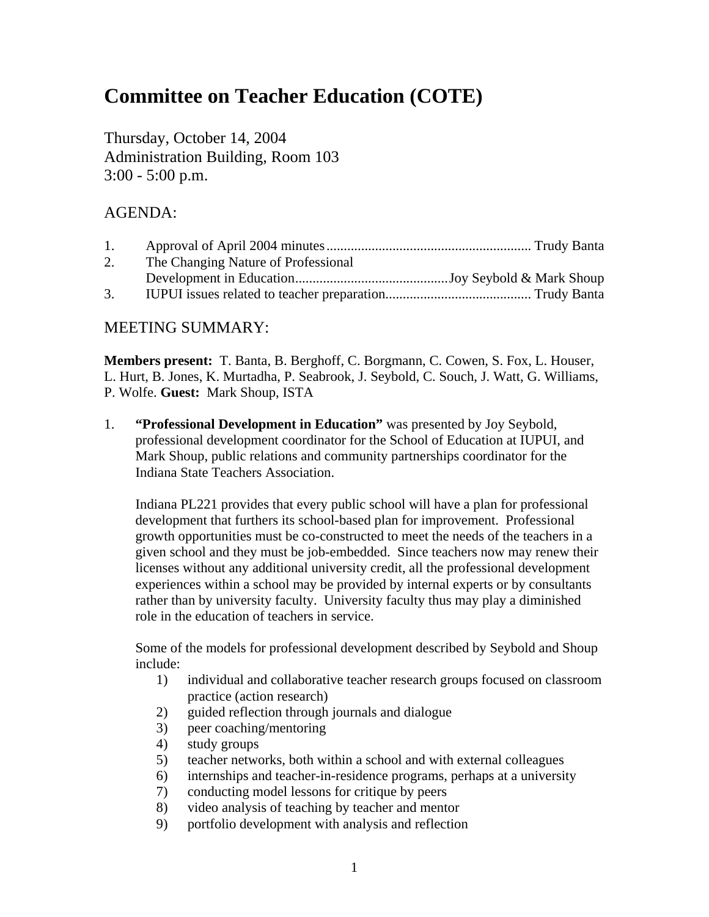# Committee on Teacher Education (COTE)

Thursday, October 14, 2004
Administration Building, Room 103
3:00 - 5:00 p.m.

## AGENDA:

1. Approval of April 2004 minutes .......................................................... Trudy Banta
2. The Changing Nature of Professional Development in Education ............................................ Joy Seybold & Mark Shoup
3. IUPUI issues related to teacher preparation .......................................... Trudy Banta

## MEETING SUMMARY:

**Members present:** T. Banta, B. Berghoff, C. Borgmann, C. Cowen, S. Fox, L. Houser, L. Hurt, B. Jones, K. Murtadha, P. Seabrook, J. Seybold, C. Souch, J. Watt, G. Williams, P. Wolfe. **Guest:** Mark Shoup, ISTA

1. **"Professional Development in Education"** was presented by Joy Seybold, professional development coordinator for the School of Education at IUPUI, and Mark Shoup, public relations and community partnerships coordinator for the Indiana State Teachers Association.

   Indiana PL221 provides that every public school will have a plan for professional development that furthers its school-based plan for improvement. Professional growth opportunities must be co-constructed to meet the needs of the teachers in a given school and they must be job-embedded. Since teachers now may renew their licenses without any additional university credit, all the professional development experiences within a school may be provided by internal experts or by consultants rather than by university faculty. University faculty thus may play a diminished role in the education of teachers in service.

   Some of the models for professional development described by Seybold and Shoup include:

   1) individual and collaborative teacher research groups focused on classroom practice (action research)
   2) guided reflection through journals and dialogue
   3) peer coaching/mentoring
   4) study groups
   5) teacher networks, both within a school and with external colleagues
   6) internships and teacher-in-residence programs, perhaps at a university
   7) conducting model lessons for critique by peers
   8) video analysis of teaching by teacher and mentor
   9) portfolio development with analysis and reflection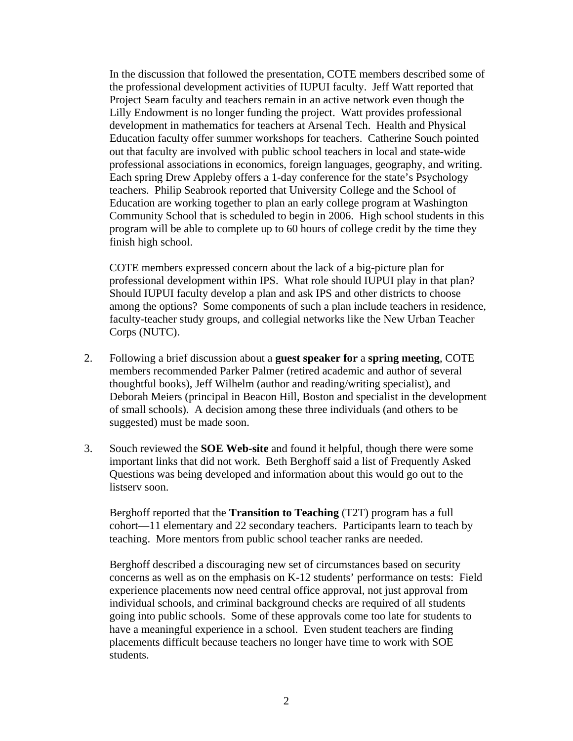In the discussion that followed the presentation, COTE members described some of the professional development activities of IUPUI faculty. Jeff Watt reported that Project Seam faculty and teachers remain in an active network even though the Lilly Endowment is no longer funding the project. Watt provides professional development in mathematics for teachers at Arsenal Tech. Health and Physical Education faculty offer summer workshops for teachers. Catherine Souch pointed out that faculty are involved with public school teachers in local and state-wide professional associations in economics, foreign languages, geography, and writing. Each spring Drew Appleby offers a 1-day conference for the state's Psychology teachers. Philip Seabrook reported that University College and the School of Education are working together to plan an early college program at Washington Community School that is scheduled to begin in 2006. High school students in this program will be able to complete up to 60 hours of college credit by the time they finish high school.

COTE members expressed concern about the lack of a big-picture plan for professional development within IPS. What role should IUPUI play in that plan? Should IUPUI faculty develop a plan and ask IPS and other districts to choose among the options? Some components of such a plan include teachers in residence, faculty-teacher study groups, and collegial networks like the New Urban Teacher Corps (NUTC).

2. Following a brief discussion about a **guest speaker for** a **spring meeting**, COTE members recommended Parker Palmer (retired academic and author of several thoughtful books), Jeff Wilhelm (author and reading/writing specialist), and Deborah Meiers (principal in Beacon Hill, Boston and specialist in the development of small schools). A decision among these three individuals (and others to be suggested) must be made soon.

3. Souch reviewed the **SOE Web-site** and found it helpful, though there were some important links that did not work. Beth Berghoff said a list of Frequently Asked Questions was being developed and information about this would go out to the listserv soon.

   Berghoff reported that the **Transition to Teaching** (T2T) program has a full cohort—11 elementary and 22 secondary teachers. Participants learn to teach by teaching. More mentors from public school teacher ranks are needed.

   Berghoff described a discouraging new set of circumstances based on security concerns as well as on the emphasis on K-12 students' performance on tests: Field experience placements now need central office approval, not just approval from individual schools, and criminal background checks are required of all students going into public schools. Some of these approvals come too late for students to have a meaningful experience in a school. Even student teachers are finding placements difficult because teachers no longer have time to work with SOE students.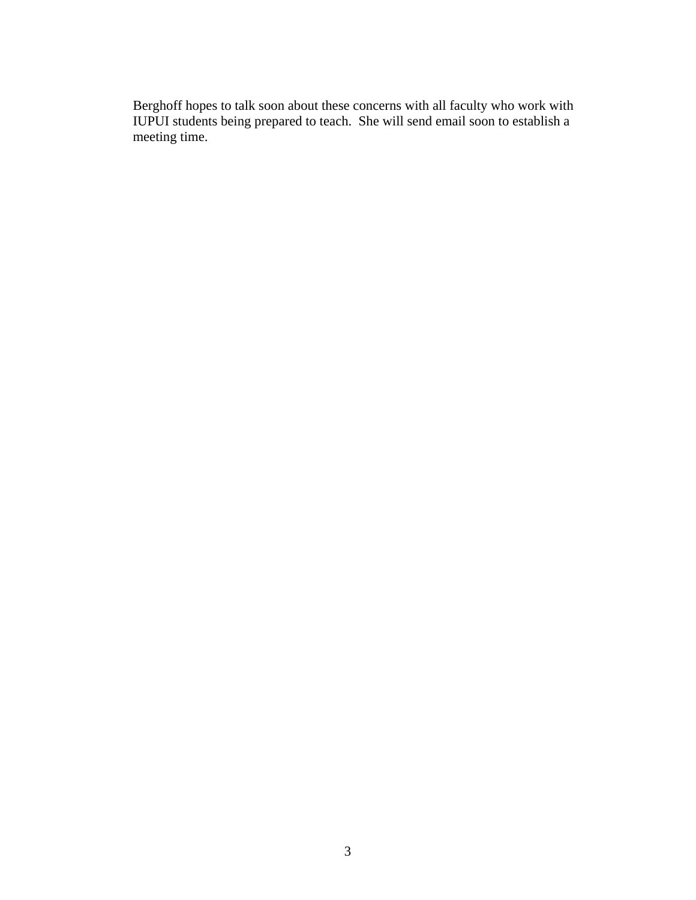Berghoff hopes to talk soon about these concerns with all faculty who work with IUPUI students being prepared to teach.  She will send email soon to establish a meeting time.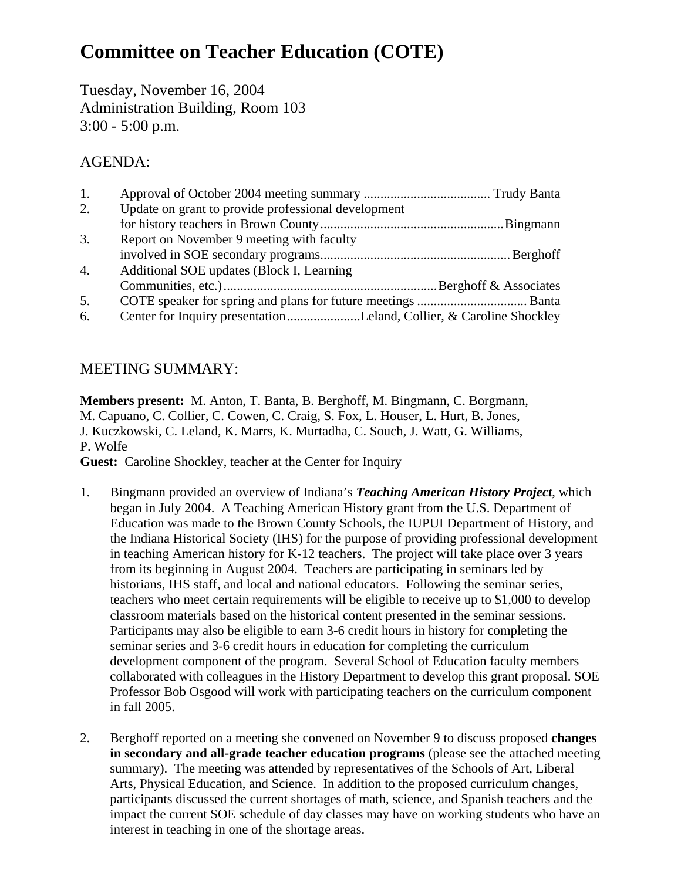# Committee on Teacher Education (COTE)

Tuesday, November 16, 2004
Administration Building, Room 103
3:00 - 5:00 p.m.

## AGENDA:

1. Approval of October 2004 meeting summary ...................................... Trudy Banta
2. Update on grant to provide professional development for history teachers in Brown County....................................................... Bingmann
3. Report on November 9 meeting with faculty involved in SOE secondary programs......................................................... Berghoff
4. Additional SOE updates (Block I, Learning Communities, etc.)................................................................ Berghoff & Associates
5. COTE speaker for spring and plans for future meetings ................................ Banta
6. Center for Inquiry presentation..................... Leland, Collier, & Caroline Shockley

## MEETING SUMMARY:

**Members present:** M. Anton, T. Banta, B. Berghoff, M. Bingmann, C. Borgmann, M. Capuano, C. Collier, C. Cowen, C. Craig, S. Fox, L. Houser, L. Hurt, B. Jones, J. Kuczkowski, C. Leland, K. Marrs, K. Murtadha, C. Souch, J. Watt, G. Williams, P. Wolfe
**Guest:** Caroline Shockley, teacher at the Center for Inquiry

1. Bingmann provided an overview of Indiana's ***Teaching American History Project***, which began in July 2004. A Teaching American History grant from the U.S. Department of Education was made to the Brown County Schools, the IUPUI Department of History, and the Indiana Historical Society (IHS) for the purpose of providing professional development in teaching American history for K-12 teachers. The project will take place over 3 years from its beginning in August 2004. Teachers are participating in seminars led by historians, IHS staff, and local and national educators. Following the seminar series, teachers who meet certain requirements will be eligible to receive up to $1,000 to develop classroom materials based on the historical content presented in the seminar sessions. Participants may also be eligible to earn 3-6 credit hours in history for completing the seminar series and 3-6 credit hours in education for completing the curriculum development component of the program. Several School of Education faculty members collaborated with colleagues in the History Department to develop this grant proposal. SOE Professor Bob Osgood will work with participating teachers on the curriculum component in fall 2005.

2. Berghoff reported on a meeting she convened on November 9 to discuss proposed **changes in secondary and all-grade teacher education programs** (please see the attached meeting summary). The meeting was attended by representatives of the Schools of Art, Liberal Arts, Physical Education, and Science. In addition to the proposed curriculum changes, participants discussed the current shortages of math, science, and Spanish teachers and the impact the current SOE schedule of day classes may have on working students who have an interest in teaching in one of the shortage areas.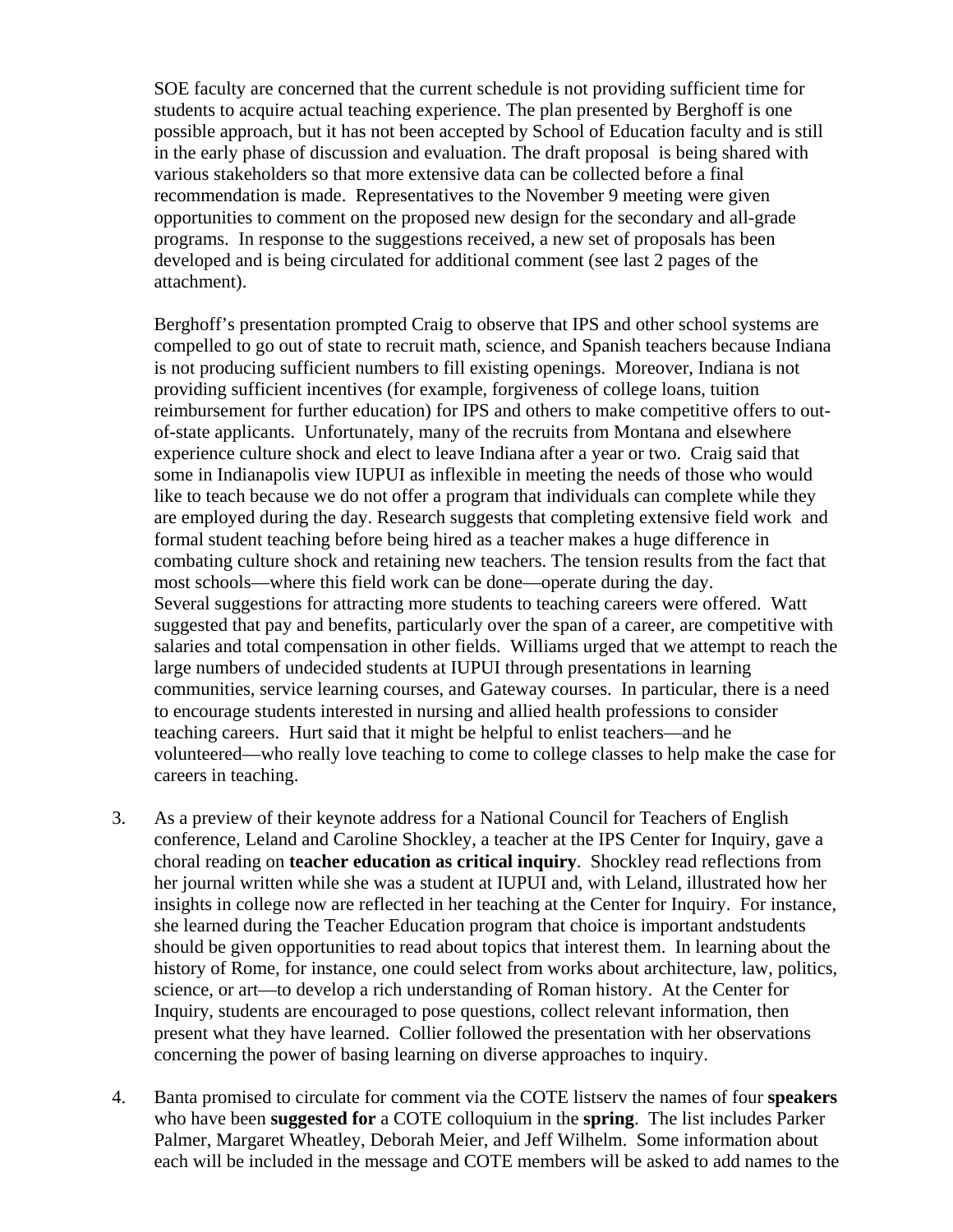SOE faculty are concerned that the current schedule is not providing sufficient time for students to acquire actual teaching experience. The plan presented by Berghoff is one possible approach, but it has not been accepted by School of Education faculty and is still in the early phase of discussion and evaluation. The draft proposal is being shared with various stakeholders so that more extensive data can be collected before a final recommendation is made. Representatives to the November 9 meeting were given opportunities to comment on the proposed new design for the secondary and all-grade programs. In response to the suggestions received, a new set of proposals has been developed and is being circulated for additional comment (see last 2 pages of the attachment).

Berghoff's presentation prompted Craig to observe that IPS and other school systems are compelled to go out of state to recruit math, science, and Spanish teachers because Indiana is not producing sufficient numbers to fill existing openings. Moreover, Indiana is not providing sufficient incentives (for example, forgiveness of college loans, tuition reimbursement for further education) for IPS and others to make competitive offers to out-of-state applicants. Unfortunately, many of the recruits from Montana and elsewhere experience culture shock and elect to leave Indiana after a year or two. Craig said that some in Indianapolis view IUPUI as inflexible in meeting the needs of those who would like to teach because we do not offer a program that individuals can complete while they are employed during the day. Research suggests that completing extensive field work and formal student teaching before being hired as a teacher makes a huge difference in combating culture shock and retaining new teachers. The tension results from the fact that most schools—where this field work can be done—operate during the day.
Several suggestions for attracting more students to teaching careers were offered. Watt suggested that pay and benefits, particularly over the span of a career, are competitive with salaries and total compensation in other fields. Williams urged that we attempt to reach the large numbers of undecided students at IUPUI through presentations in learning communities, service learning courses, and Gateway courses. In particular, there is a need to encourage students interested in nursing and allied health professions to consider teaching careers. Hurt said that it might be helpful to enlist teachers—and he volunteered—who really love teaching to come to college classes to help make the case for careers in teaching.

3. As a preview of their keynote address for a National Council for Teachers of English conference, Leland and Caroline Shockley, a teacher at the IPS Center for Inquiry, gave a choral reading on **teacher education as critical inquiry**. Shockley read reflections from her journal written while she was a student at IUPUI and, with Leland, illustrated how her insights in college now are reflected in her teaching at the Center for Inquiry. For instance, she learned during the Teacher Education program that choice is important andstudents should be given opportunities to read about topics that interest them. In learning about the history of Rome, for instance, one could select from works about architecture, law, politics, science, or art—to develop a rich understanding of Roman history. At the Center for Inquiry, students are encouraged to pose questions, collect relevant information, then present what they have learned. Collier followed the presentation with her observations concerning the power of basing learning on diverse approaches to inquiry.

4. Banta promised to circulate for comment via the COTE listserv the names of four **speakers** who have been **suggested for** a COTE colloquium in the **spring**. The list includes Parker Palmer, Margaret Wheatley, Deborah Meier, and Jeff Wilhelm. Some information about each will be included in the message and COTE members will be asked to add names to the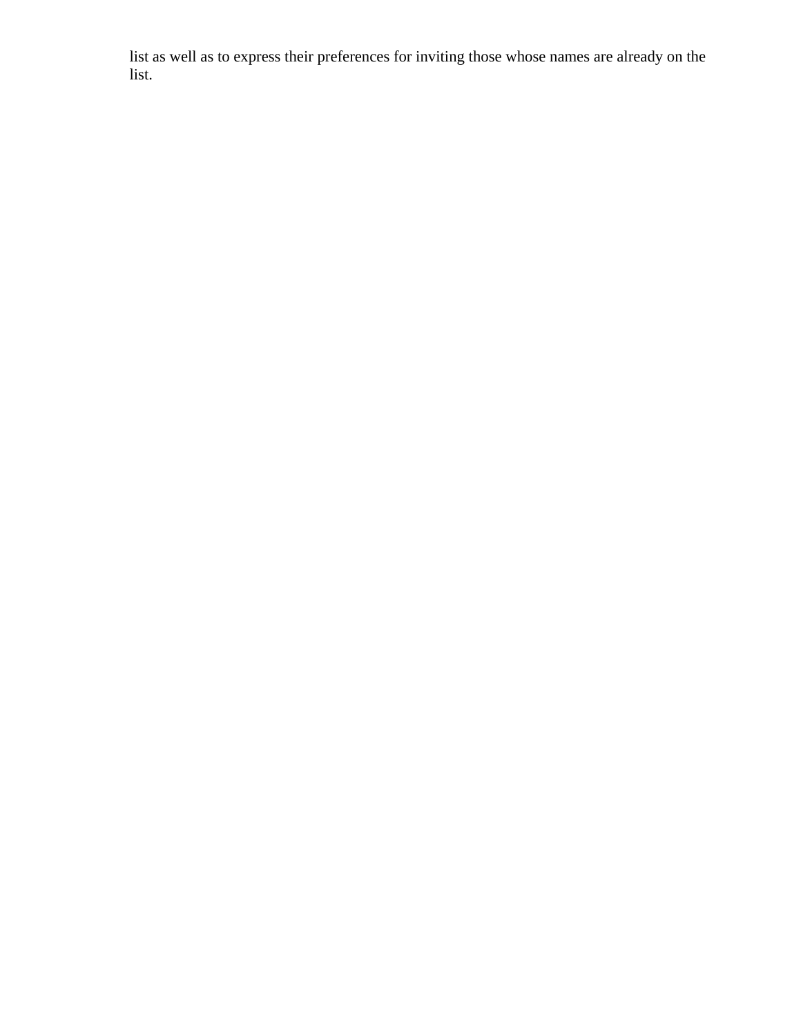list as well as to express their preferences for inviting those whose names are already on the list.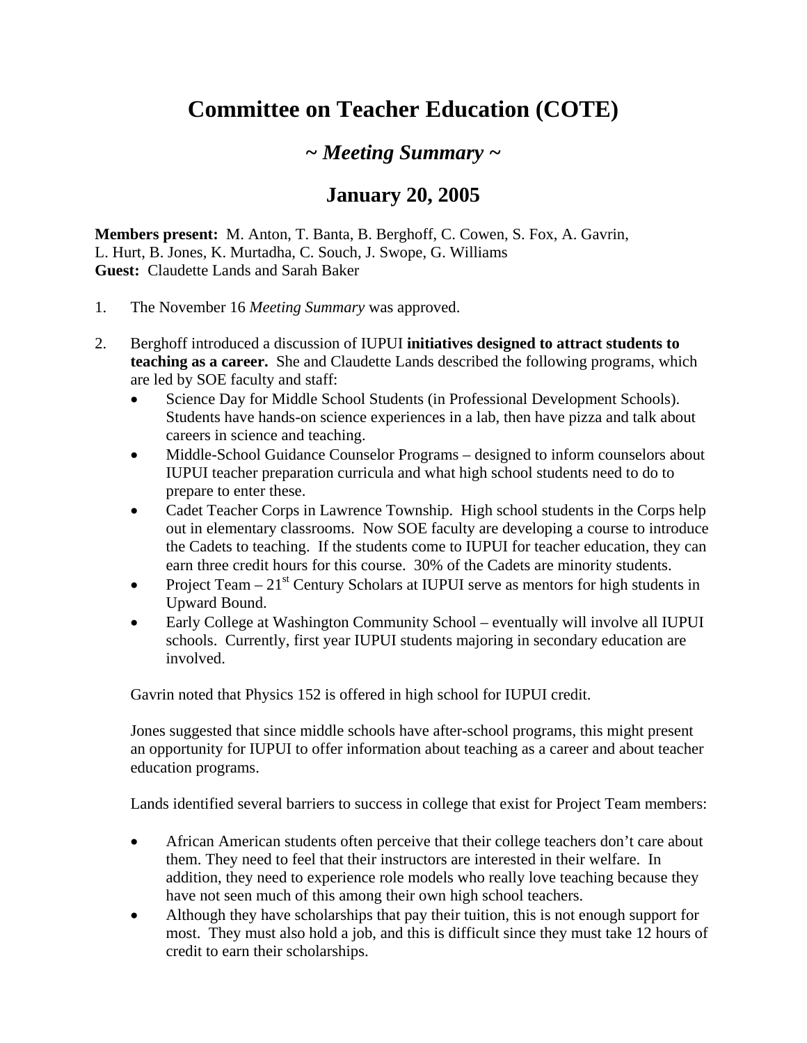# Committee on Teacher Education (COTE)

## *~ Meeting Summary ~*

## January 20, 2005

**Members present:** M. Anton, T. Banta, B. Berghoff, C. Cowen, S. Fox, A. Gavrin, L. Hurt, B. Jones, K. Murtadha, C. Souch, J. Swope, G. Williams
**Guest:** Claudette Lands and Sarah Baker

1. The November 16 *Meeting Summary* was approved.

2. Berghoff introduced a discussion of IUPUI **initiatives designed to attract students to teaching as a career.** She and Claudette Lands described the following programs, which are led by SOE faculty and staff:
   - Science Day for Middle School Students (in Professional Development Schools). Students have hands-on science experiences in a lab, then have pizza and talk about careers in science and teaching.
   - Middle-School Guidance Counselor Programs – designed to inform counselors about IUPUI teacher preparation curricula and what high school students need to do to prepare to enter these.
   - Cadet Teacher Corps in Lawrence Township. High school students in the Corps help out in elementary classrooms. Now SOE faculty are developing a course to introduce the Cadets to teaching. If the students come to IUPUI for teacher education, they can earn three credit hours for this course. 30% of the Cadets are minority students.
   - Project Team – 21st Century Scholars at IUPUI serve as mentors for high students in Upward Bound.
   - Early College at Washington Community School – eventually will involve all IUPUI schools. Currently, first year IUPUI students majoring in secondary education are involved.

   Gavrin noted that Physics 152 is offered in high school for IUPUI credit.

   Jones suggested that since middle schools have after-school programs, this might present an opportunity for IUPUI to offer information about teaching as a career and about teacher education programs.

   Lands identified several barriers to success in college that exist for Project Team members:

   - African American students often perceive that their college teachers don't care about them. They need to feel that their instructors are interested in their welfare. In addition, they need to experience role models who really love teaching because they have not seen much of this among their own high school teachers.
   - Although they have scholarships that pay their tuition, this is not enough support for most. They must also hold a job, and this is difficult since they must take 12 hours of credit to earn their scholarships.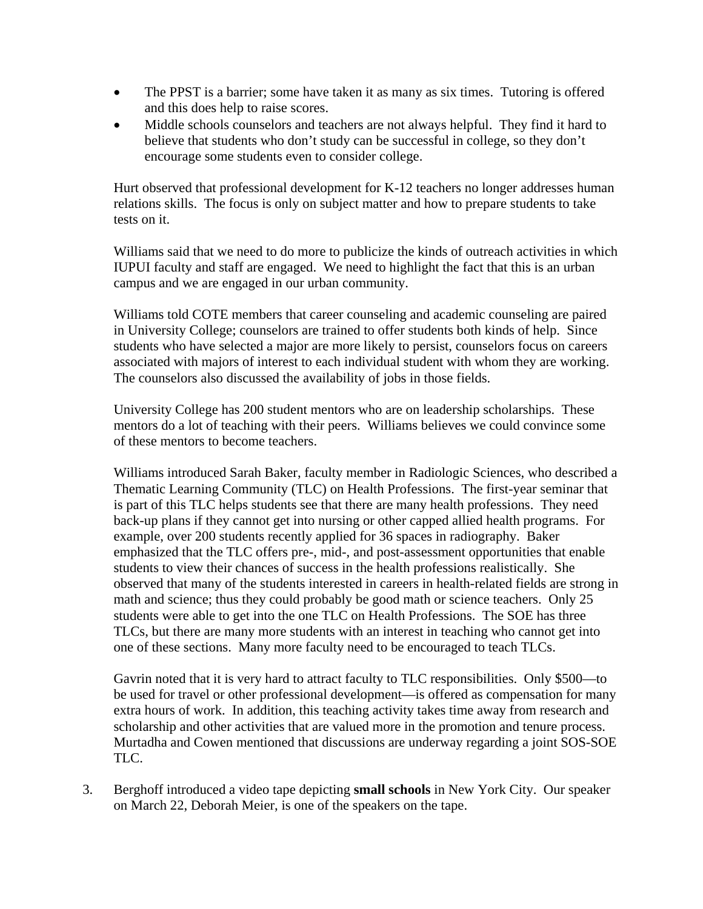- The PPST is a barrier; some have taken it as many as six times. Tutoring is offered and this does help to raise scores.
- Middle schools counselors and teachers are not always helpful. They find it hard to believe that students who don't study can be successful in college, so they don't encourage some students even to consider college.

Hurt observed that professional development for K-12 teachers no longer addresses human relations skills. The focus is only on subject matter and how to prepare students to take tests on it.

Williams said that we need to do more to publicize the kinds of outreach activities in which IUPUI faculty and staff are engaged. We need to highlight the fact that this is an urban campus and we are engaged in our urban community.

Williams told COTE members that career counseling and academic counseling are paired in University College; counselors are trained to offer students both kinds of help. Since students who have selected a major are more likely to persist, counselors focus on careers associated with majors of interest to each individual student with whom they are working. The counselors also discussed the availability of jobs in those fields.

University College has 200 student mentors who are on leadership scholarships. These mentors do a lot of teaching with their peers. Williams believes we could convince some of these mentors to become teachers.

Williams introduced Sarah Baker, faculty member in Radiologic Sciences, who described a Thematic Learning Community (TLC) on Health Professions. The first-year seminar that is part of this TLC helps students see that there are many health professions. They need back-up plans if they cannot get into nursing or other capped allied health programs. For example, over 200 students recently applied for 36 spaces in radiography. Baker emphasized that the TLC offers pre-, mid-, and post-assessment opportunities that enable students to view their chances of success in the health professions realistically. She observed that many of the students interested in careers in health-related fields are strong in math and science; thus they could probably be good math or science teachers. Only 25 students were able to get into the one TLC on Health Professions. The SOE has three TLCs, but there are many more students with an interest in teaching who cannot get into one of these sections. Many more faculty need to be encouraged to teach TLCs.

Gavrin noted that it is very hard to attract faculty to TLC responsibilities. Only $500—to be used for travel or other professional development—is offered as compensation for many extra hours of work. In addition, this teaching activity takes time away from research and scholarship and other activities that are valued more in the promotion and tenure process. Murtadha and Cowen mentioned that discussions are underway regarding a joint SOS-SOE TLC.

3. Berghoff introduced a video tape depicting **small schools** in New York City. Our speaker on March 22, Deborah Meier, is one of the speakers on the tape.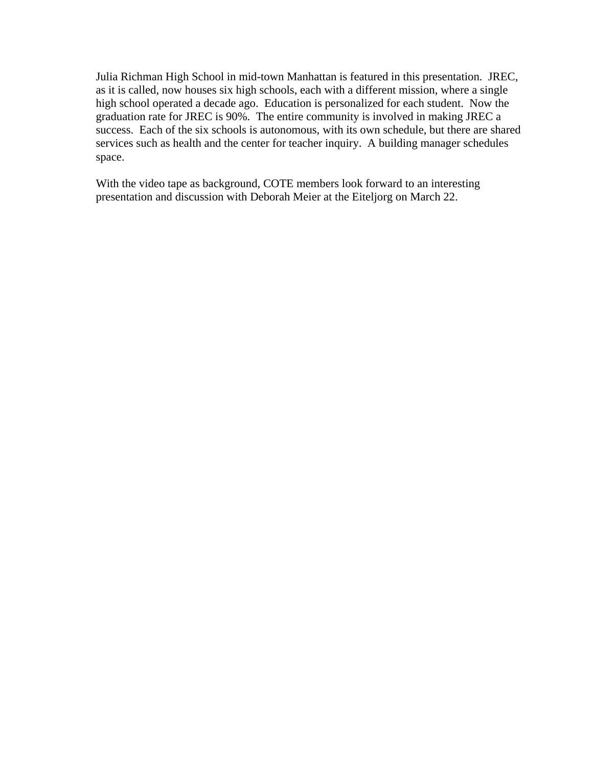Julia Richman High School in mid-town Manhattan is featured in this presentation. JREC, as it is called, now houses six high schools, each with a different mission, where a single high school operated a decade ago. Education is personalized for each student. Now the graduation rate for JREC is 90%. The entire community is involved in making JREC a success. Each of the six schools is autonomous, with its own schedule, but there are shared services such as health and the center for teacher inquiry. A building manager schedules space.

With the video tape as background, COTE members look forward to an interesting presentation and discussion with Deborah Meier at the Eiteljorg on March 22.